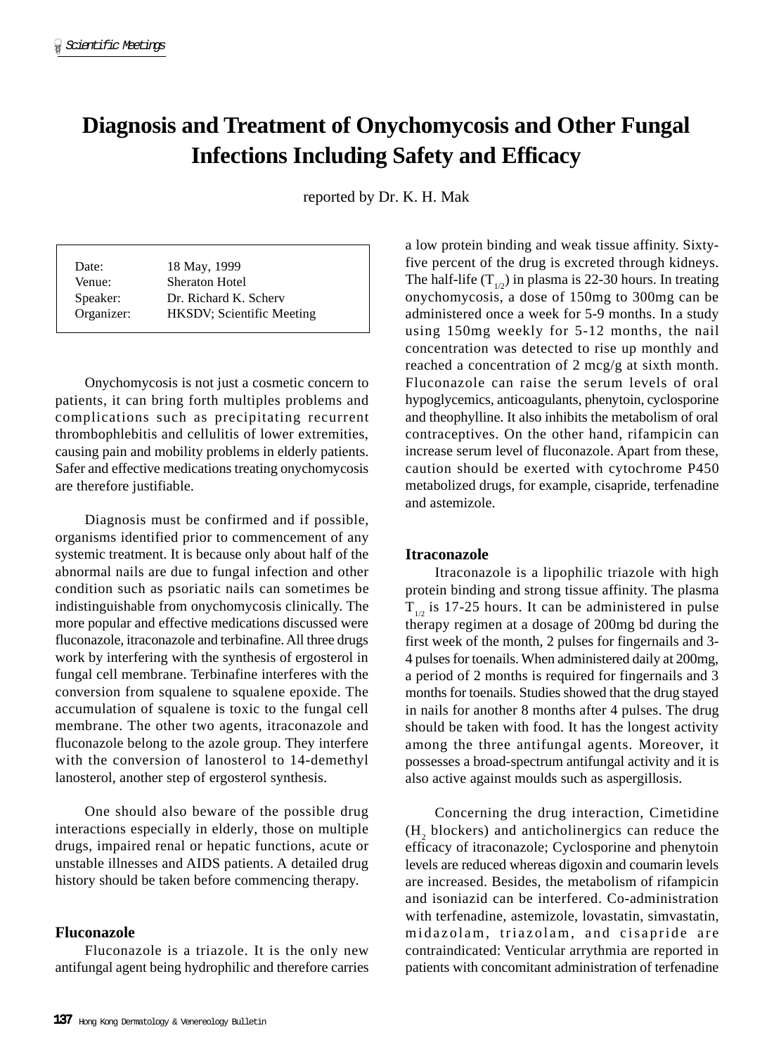# Diagnosis and Treatment of Onychomycosis and Other Fungal Infections Including Safety and Efficacy

reported by Dr. K. H. Mak

| | |
|---|---|
| Date: | 18 May, 1999 |
| Venue: | Sheraton Hotel |
| Speaker: | Dr. Richard K. Scherv |
| Organizer: | HKSDV; Scientific Meeting |

Onychomycosis is not just a cosmetic concern to patients, it can bring forth multiples problems and complications such as precipitating recurrent thrombophlebitis and cellulitis of lower extremities, causing pain and mobility problems in elderly patients. Safer and effective medications treating onychomycosis are therefore justifiable.

Diagnosis must be confirmed and if possible, organisms identified prior to commencement of any systemic treatment. It is because only about half of the abnormal nails are due to fungal infection and other condition such as psoriatic nails can sometimes be indistinguishable from onychomycosis clinically. The more popular and effective medications discussed were fluconazole, itraconazole and terbinafine. All three drugs work by interfering with the synthesis of ergosterol in fungal cell membrane. Terbinafine interferes with the conversion from squalene to squalene epoxide. The accumulation of squalene is toxic to the fungal cell membrane. The other two agents, itraconazole and fluconazole belong to the azole group. They interfere with the conversion of lanosterol to 14-demethyl lanosterol, another step of ergosterol synthesis.

One should also beware of the possible drug interactions especially in elderly, those on multiple drugs, impaired renal or hepatic functions, acute or unstable illnesses and AIDS patients. A detailed drug history should be taken before commencing therapy.

## Fluconazole

Fluconazole is a triazole. It is the only new antifungal agent being hydrophilic and therefore carries a low protein binding and weak tissue affinity. Sixty-five percent of the drug is excreted through kidneys. The half-life ($T_{1/2}$) in plasma is 22-30 hours. In treating onychomycosis, a dose of 150mg to 300mg can be administered once a week for 5-9 months. In a study using 150mg weekly for 5-12 months, the nail concentration was detected to rise up monthly and reached a concentration of 2 mcg/g at sixth month. Fluconazole can raise the serum levels of oral hypoglycemics, anticoagulants, phenytoin, cyclosporine and theophylline. It also inhibits the metabolism of oral contraceptives. On the other hand, rifampicin can increase serum level of fluconazole. Apart from these, caution should be exerted with cytochrome P450 metabolized drugs, for example, cisapride, terfenadine and astemizole.

## Itraconazole

Itraconazole is a lipophilic triazole with high protein binding and strong tissue affinity. The plasma $T_{1/2}$ is 17-25 hours. It can be administered in pulse therapy regimen at a dosage of 200mg bd during the first week of the month, 2 pulses for fingernails and 3-4 pulses for toenails. When administered daily at 200mg, a period of 2 months is required for fingernails and 3 months for toenails. Studies showed that the drug stayed in nails for another 8 months after 4 pulses. The drug should be taken with food. It has the longest activity among the three antifungal agents. Moreover, it possesses a broad-spectrum antifungal activity and it is also active against moulds such as aspergillosis.

Concerning the drug interaction, Cimetidine ($H_2$ blockers) and anticholinergics can reduce the efficacy of itraconazole; Cyclosporine and phenytoin levels are reduced whereas digoxin and coumarin levels are increased. Besides, the metabolism of rifampicin and isoniazid can be interfered. Co-administration with terfenadine, astemizole, lovastatin, simvastatin, midazolam, triazolam, and cisapride are contraindicated: Venticular arrythmia are reported in patients with concomitant administration of terfenadine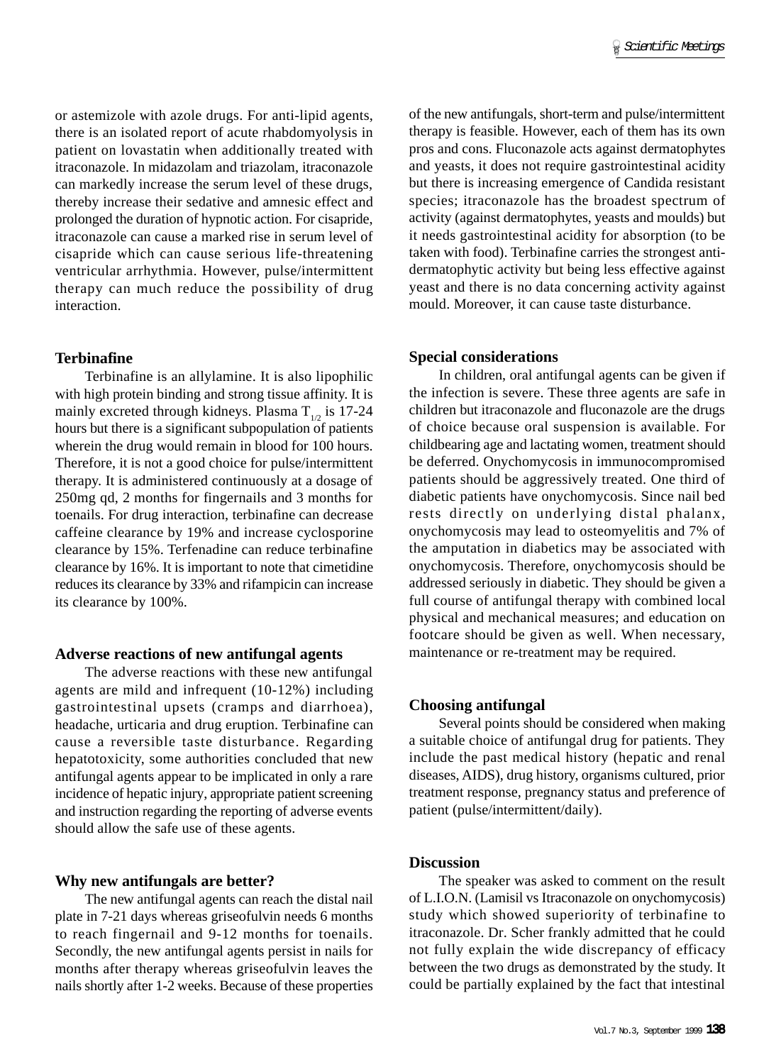or astemizole with azole drugs. For anti-lipid agents, there is an isolated report of acute rhabdomyolysis in patient on lovastatin when additionally treated with itraconazole. In midazolam and triazolam, itraconazole can markedly increase the serum level of these drugs, thereby increase their sedative and amnesic effect and prolonged the duration of hypnotic action. For cisapride, itraconazole can cause a marked rise in serum level of cisapride which can cause serious life-threatening ventricular arrhythmia. However, pulse/intermittent therapy can much reduce the possibility of drug interaction.

### Terbinafine

Terbinafine is an allylamine. It is also lipophilic with high protein binding and strong tissue affinity. It is mainly excreted through kidneys. Plasma $T_{1/2}$ is 17-24 hours but there is a significant subpopulation of patients wherein the drug would remain in blood for 100 hours. Therefore, it is not a good choice for pulse/intermittent therapy. It is administered continuously at a dosage of 250mg qd, 2 months for fingernails and 3 months for toenails. For drug interaction, terbinafine can decrease caffeine clearance by 19% and increase cyclosporine clearance by 15%. Terfenadine can reduce terbinafine clearance by 16%. It is important to note that cimetidine reduces its clearance by 33% and rifampicin can increase its clearance by 100%.

### Adverse reactions of new antifungal agents

The adverse reactions with these new antifungal agents are mild and infrequent (10-12%) including gastrointestinal upsets (cramps and diarrhoea), headache, urticaria and drug eruption. Terbinafine can cause a reversible taste disturbance. Regarding hepatotoxicity, some authorities concluded that new antifungal agents appear to be implicated in only a rare incidence of hepatic injury, appropriate patient screening and instruction regarding the reporting of adverse events should allow the safe use of these agents.

### Why new antifungals are better?

The new antifungal agents can reach the distal nail plate in 7-21 days whereas griseofulvin needs 6 months to reach fingernail and 9-12 months for toenails. Secondly, the new antifungal agents persist in nails for months after therapy whereas griseofulvin leaves the nails shortly after 1-2 weeks. Because of these properties of the new antifungals, short-term and pulse/intermittent therapy is feasible. However, each of them has its own pros and cons. Fluconazole acts against dermatophytes and yeasts, it does not require gastrointestinal acidity but there is increasing emergence of Candida resistant species; itraconazole has the broadest spectrum of activity (against dermatophytes, yeasts and moulds) but it needs gastrointestinal acidity for absorption (to be taken with food). Terbinafine carries the strongest anti-dermatophytic activity but being less effective against yeast and there is no data concerning activity against mould. Moreover, it can cause taste disturbance.

### Special considerations

In children, oral antifungal agents can be given if the infection is severe. These three agents are safe in children but itraconazole and fluconazole are the drugs of choice because oral suspension is available. For childbearing age and lactating women, treatment should be deferred. Onychomycosis in immunocompromised patients should be aggressively treated. One third of diabetic patients have onychomycosis. Since nail bed rests directly on underlying distal phalanx, onychomycosis may lead to osteomyelitis and 7% of the amputation in diabetics may be associated with onychomycosis. Therefore, onychomycosis should be addressed seriously in diabetic. They should be given a full course of antifungal therapy with combined local physical and mechanical measures; and education on footcare should be given as well. When necessary, maintenance or re-treatment may be required.

### Choosing antifungal

Several points should be considered when making a suitable choice of antifungal drug for patients. They include the past medical history (hepatic and renal diseases, AIDS), drug history, organisms cultured, prior treatment response, pregnancy status and preference of patient (pulse/intermittent/daily).

### Discussion

The speaker was asked to comment on the result of L.I.O.N. (Lamisil vs Itraconazole on onychomycosis) study which showed superiority of terbinafine to itraconazole. Dr. Scher frankly admitted that he could not fully explain the wide discrepancy of efficacy between the two drugs as demonstrated by the study. It could be partially explained by the fact that intestinal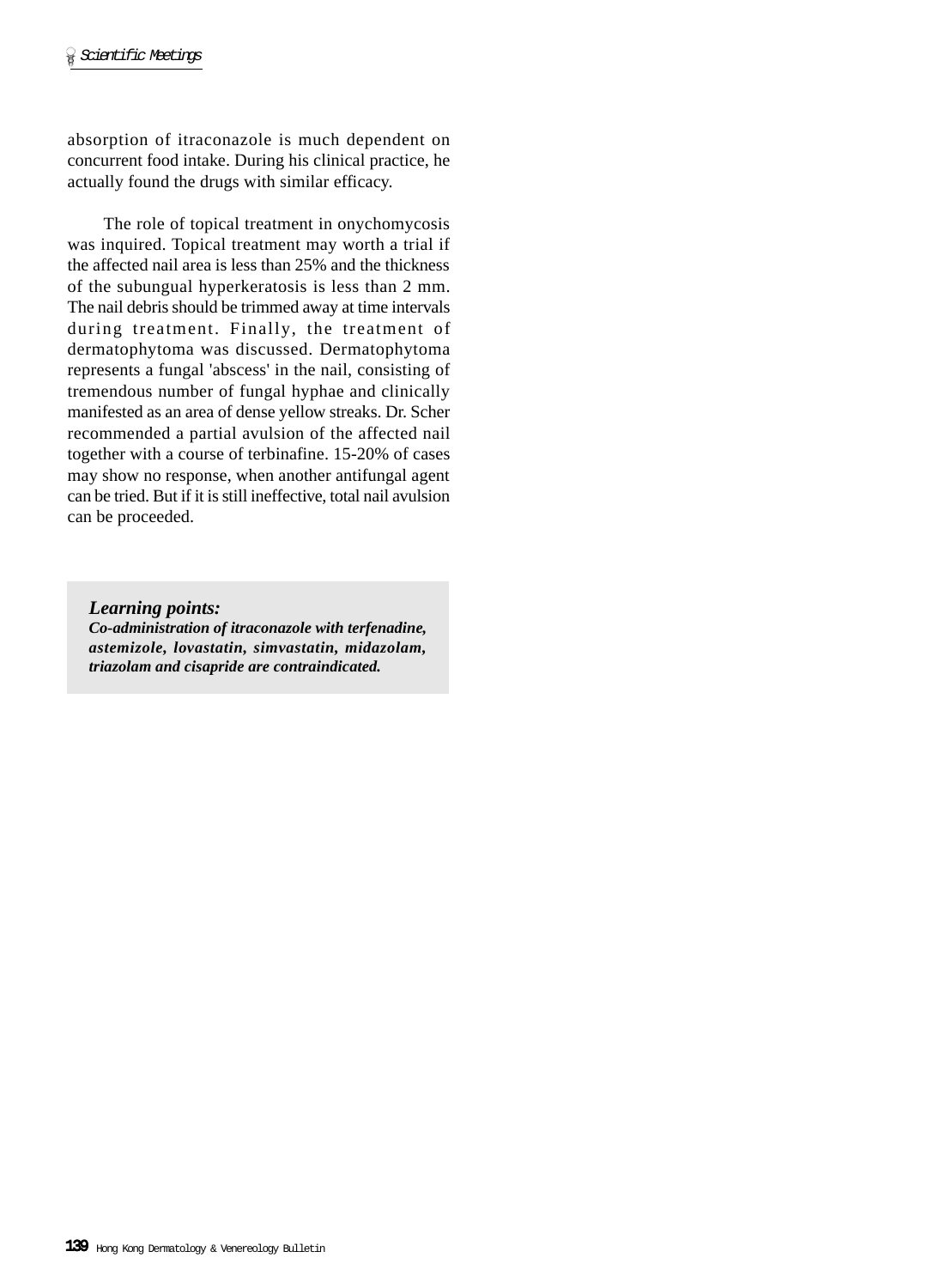absorption of itraconazole is much dependent on concurrent food intake. During his clinical practice, he actually found the drugs with similar efficacy.

The role of topical treatment in onychomycosis was inquired. Topical treatment may worth a trial if the affected nail area is less than 25% and the thickness of the subungual hyperkeratosis is less than 2 mm. The nail debris should be trimmed away at time intervals during treatment. Finally, the treatment of dermatophytoma was discussed. Dermatophytoma represents a fungal 'abscess' in the nail, consisting of tremendous number of fungal hyphae and clinically manifested as an area of dense yellow streaks. Dr. Scher recommended a partial avulsion of the affected nail together with a course of terbinafine. 15-20% of cases may show no response, when another antifungal agent can be tried. But if it is still ineffective, total nail avulsion can be proceeded.

***Learning points:***

***Co-administration of itraconazole with terfenadine, astemizole, lovastatin, simvastatin, midazolam, triazolam and cisapride are contraindicated.***